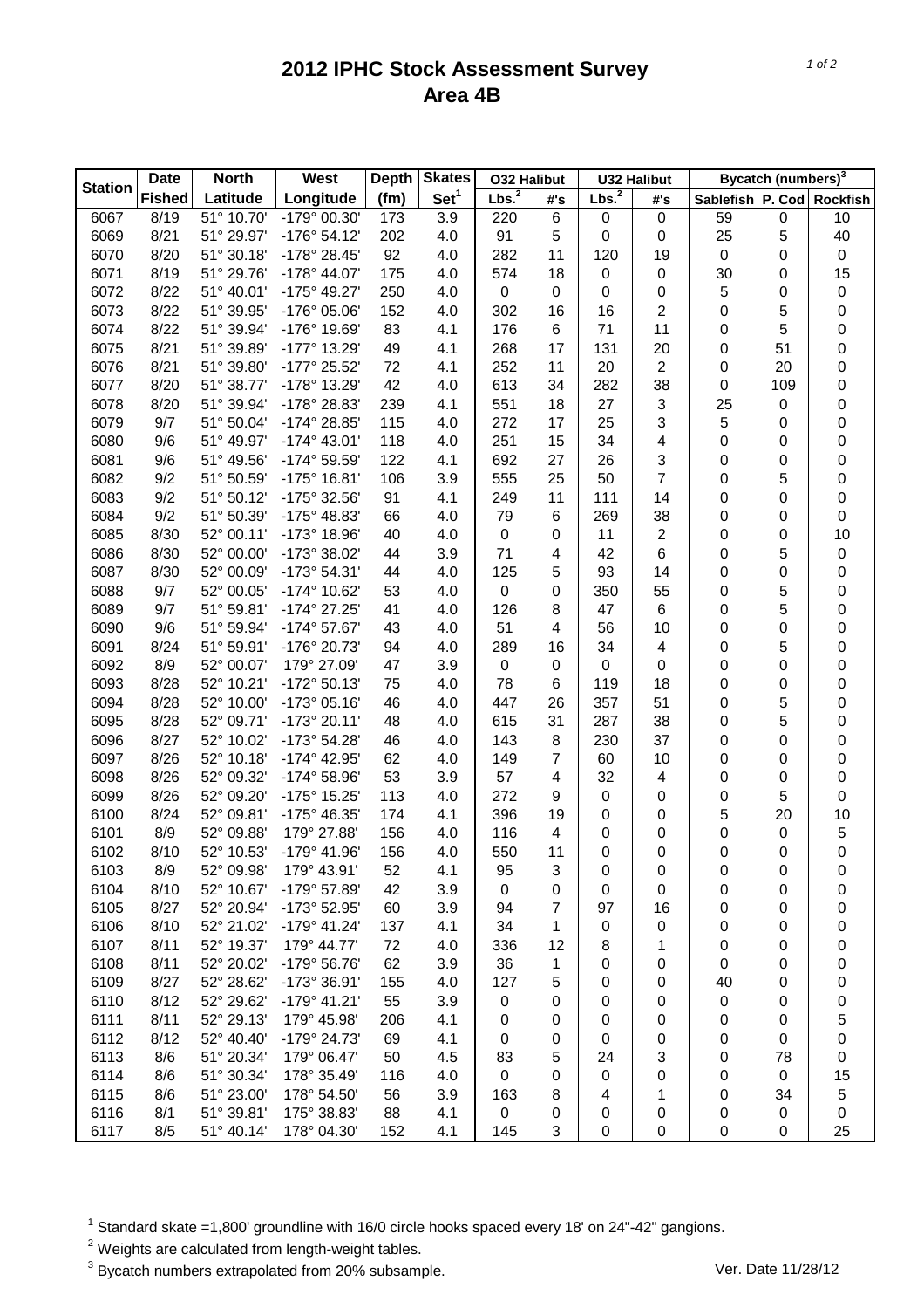# 2012 IPHC Stock Assessment Survey
# Area 4B

| Station | Date | North | West | Depth | Skates | O32 Halibut | | U32 Halibut | | Bycatch (numbers)[3] | | |
|---|---|---|---|---|---|---|---|---|---|---|---|---|
| | Fished | Latitude | Longitude | (fm) | Set[1] | Lbs.[2] | #'s | Lbs.[2] | #'s | Sablefish | P. Cod | Rockfish |
| 6067 | 8/19 | 51° 10.70' | -179° 00.30' | 173 | 3.9 | 220 | 6 | 0 | 0 | 59 | 0 | 10 |
| 6069 | 8/21 | 51° 29.97' | -176° 54.12' | 202 | 4.0 | 91 | 5 | 0 | 0 | 25 | 5 | 40 |
| 6070 | 8/20 | 51° 30.18' | -178° 28.45' | 92 | 4.0 | 282 | 11 | 120 | 19 | 0 | 0 | 0 |
| 6071 | 8/19 | 51° 29.76' | -178° 44.07' | 175 | 4.0 | 574 | 18 | 0 | 0 | 30 | 0 | 15 |
| 6072 | 8/22 | 51° 40.01' | -175° 49.27' | 250 | 4.0 | 0 | 0 | 0 | 0 | 5 | 0 | 0 |
| 6073 | 8/22 | 51° 39.95' | -176° 05.06' | 152 | 4.0 | 302 | 16 | 16 | 2 | 0 | 5 | 0 |
| 6074 | 8/22 | 51° 39.94' | -176° 19.69' | 83 | 4.1 | 176 | 6 | 71 | 11 | 0 | 5 | 0 |
| 6075 | 8/21 | 51° 39.89' | -177° 13.29' | 49 | 4.1 | 268 | 17 | 131 | 20 | 0 | 51 | 0 |
| 6076 | 8/21 | 51° 39.80' | -177° 25.52' | 72 | 4.1 | 252 | 11 | 20 | 2 | 0 | 20 | 0 |
| 6077 | 8/20 | 51° 38.77' | -178° 13.29' | 42 | 4.0 | 613 | 34 | 282 | 38 | 0 | 109 | 0 |
| 6078 | 8/20 | 51° 39.94' | -178° 28.83' | 239 | 4.1 | 551 | 18 | 27 | 3 | 25 | 0 | 0 |
| 6079 | 9/7 | 51° 50.04' | -174° 28.85' | 115 | 4.0 | 272 | 17 | 25 | 3 | 5 | 0 | 0 |
| 6080 | 9/6 | 51° 49.97' | -174° 43.01' | 118 | 4.0 | 251 | 15 | 34 | 4 | 0 | 0 | 0 |
| 6081 | 9/6 | 51° 49.56' | -174° 59.59' | 122 | 4.1 | 692 | 27 | 26 | 3 | 0 | 0 | 0 |
| 6082 | 9/2 | 51° 50.59' | -175° 16.81' | 106 | 3.9 | 555 | 25 | 50 | 7 | 0 | 5 | 0 |
| 6083 | 9/2 | 51° 50.12' | -175° 32.56' | 91 | 4.1 | 249 | 11 | 111 | 14 | 0 | 0 | 0 |
| 6084 | 9/2 | 51° 50.39' | -175° 48.83' | 66 | 4.0 | 79 | 6 | 269 | 38 | 0 | 0 | 0 |
| 6085 | 8/30 | 52° 00.11' | -173° 18.96' | 40 | 4.0 | 0 | 0 | 11 | 2 | 0 | 0 | 10 |
| 6086 | 8/30 | 52° 00.00' | -173° 38.02' | 44 | 3.9 | 71 | 4 | 42 | 6 | 0 | 5 | 0 |
| 6087 | 8/30 | 52° 00.09' | -173° 54.31' | 44 | 4.0 | 125 | 5 | 93 | 14 | 0 | 0 | 0 |
| 6088 | 9/7 | 52° 00.05' | -174° 10.62' | 53 | 4.0 | 0 | 0 | 350 | 55 | 0 | 5 | 0 |
| 6089 | 9/7 | 51° 59.81' | -174° 27.25' | 41 | 4.0 | 126 | 8 | 47 | 6 | 0 | 5 | 0 |
| 6090 | 9/6 | 51° 59.94' | -174° 57.67' | 43 | 4.0 | 51 | 4 | 56 | 10 | 0 | 0 | 0 |
| 6091 | 8/24 | 51° 59.91' | -176° 20.73' | 94 | 4.0 | 289 | 16 | 34 | 4 | 0 | 5 | 0 |
| 6092 | 8/9 | 52° 00.07' | 179° 27.09' | 47 | 3.9 | 0 | 0 | 0 | 0 | 0 | 0 | 0 |
| 6093 | 8/28 | 52° 10.21' | -172° 50.13' | 75 | 4.0 | 78 | 6 | 119 | 18 | 0 | 0 | 0 |
| 6094 | 8/28 | 52° 10.00' | -173° 05.16' | 46 | 4.0 | 447 | 26 | 357 | 51 | 0 | 5 | 0 |
| 6095 | 8/28 | 52° 09.71' | -173° 20.11' | 48 | 4.0 | 615 | 31 | 287 | 38 | 0 | 5 | 0 |
| 6096 | 8/27 | 52° 10.02' | -173° 54.28' | 46 | 4.0 | 143 | 8 | 230 | 37 | 0 | 0 | 0 |
| 6097 | 8/26 | 52° 10.18' | -174° 42.95' | 62 | 4.0 | 149 | 7 | 60 | 10 | 0 | 0 | 0 |
| 6098 | 8/26 | 52° 09.32' | -174° 58.96' | 53 | 3.9 | 57 | 4 | 32 | 4 | 0 | 0 | 0 |
| 6099 | 8/26 | 52° 09.20' | -175° 15.25' | 113 | 4.0 | 272 | 9 | 0 | 0 | 0 | 5 | 0 |
| 6100 | 8/24 | 52° 09.81' | -175° 46.35' | 174 | 4.1 | 396 | 19 | 0 | 0 | 5 | 20 | 10 |
| 6101 | 8/9 | 52° 09.88' | 179° 27.88' | 156 | 4.0 | 116 | 4 | 0 | 0 | 0 | 0 | 5 |
| 6102 | 8/10 | 52° 10.53' | -179° 41.96' | 156 | 4.0 | 550 | 11 | 0 | 0 | 0 | 0 | 0 |
| 6103 | 8/9 | 52° 09.98' | 179° 43.91' | 52 | 4.1 | 95 | 3 | 0 | 0 | 0 | 0 | 0 |
| 6104 | 8/10 | 52° 10.67' | -179° 57.89' | 42 | 3.9 | 0 | 0 | 0 | 0 | 0 | 0 | 0 |
| 6105 | 8/27 | 52° 20.94' | -173° 52.95' | 60 | 3.9 | 94 | 7 | 97 | 16 | 0 | 0 | 0 |
| 6106 | 8/10 | 52° 21.02' | -179° 41.24' | 137 | 4.1 | 34 | 1 | 0 | 0 | 0 | 0 | 0 |
| 6107 | 8/11 | 52° 19.37' | 179° 44.77' | 72 | 4.0 | 336 | 12 | 8 | 1 | 0 | 0 | 0 |
| 6108 | 8/11 | 52° 20.02' | -179° 56.76' | 62 | 3.9 | 36 | 1 | 0 | 0 | 0 | 0 | 0 |
| 6109 | 8/27 | 52° 28.62' | -173° 36.91' | 155 | 4.0 | 127 | 5 | 0 | 0 | 40 | 0 | 0 |
| 6110 | 8/12 | 52° 29.62' | -179° 41.21' | 55 | 3.9 | 0 | 0 | 0 | 0 | 0 | 0 | 0 |
| 6111 | 8/11 | 52° 29.13' | 179° 45.98' | 206 | 4.1 | 0 | 0 | 0 | 0 | 0 | 0 | 5 |
| 6112 | 8/12 | 52° 40.40' | -179° 24.73' | 69 | 4.1 | 0 | 0 | 0 | 0 | 0 | 0 | 0 |
| 6113 | 8/6 | 51° 20.34' | 179° 06.47' | 50 | 4.5 | 83 | 5 | 24 | 3 | 0 | 78 | 0 |
| 6114 | 8/6 | 51° 30.34' | 178° 35.49' | 116 | 4.0 | 0 | 0 | 0 | 0 | 0 | 0 | 15 |
| 6115 | 8/6 | 51° 23.00' | 178° 54.50' | 56 | 3.9 | 163 | 8 | 4 | 1 | 0 | 34 | 5 |
| 6116 | 8/1 | 51° 39.81' | 175° 38.83' | 88 | 4.1 | 0 | 0 | 0 | 0 | 0 | 0 | 0 |
| 6117 | 8/5 | 51° 40.14' | 178° 04.30' | 152 | 4.1 | 145 | 3 | 0 | 0 | 0 | 0 | 25 |

[1] Standard skate =1,800' groundline with 16/0 circle hooks spaced every 18' on 24"-42" gangions.

[2] Weights are calculated from length-weight tables.

[3] Bycatch numbers extrapolated from 20% subsample.

Ver. Date 11/28/12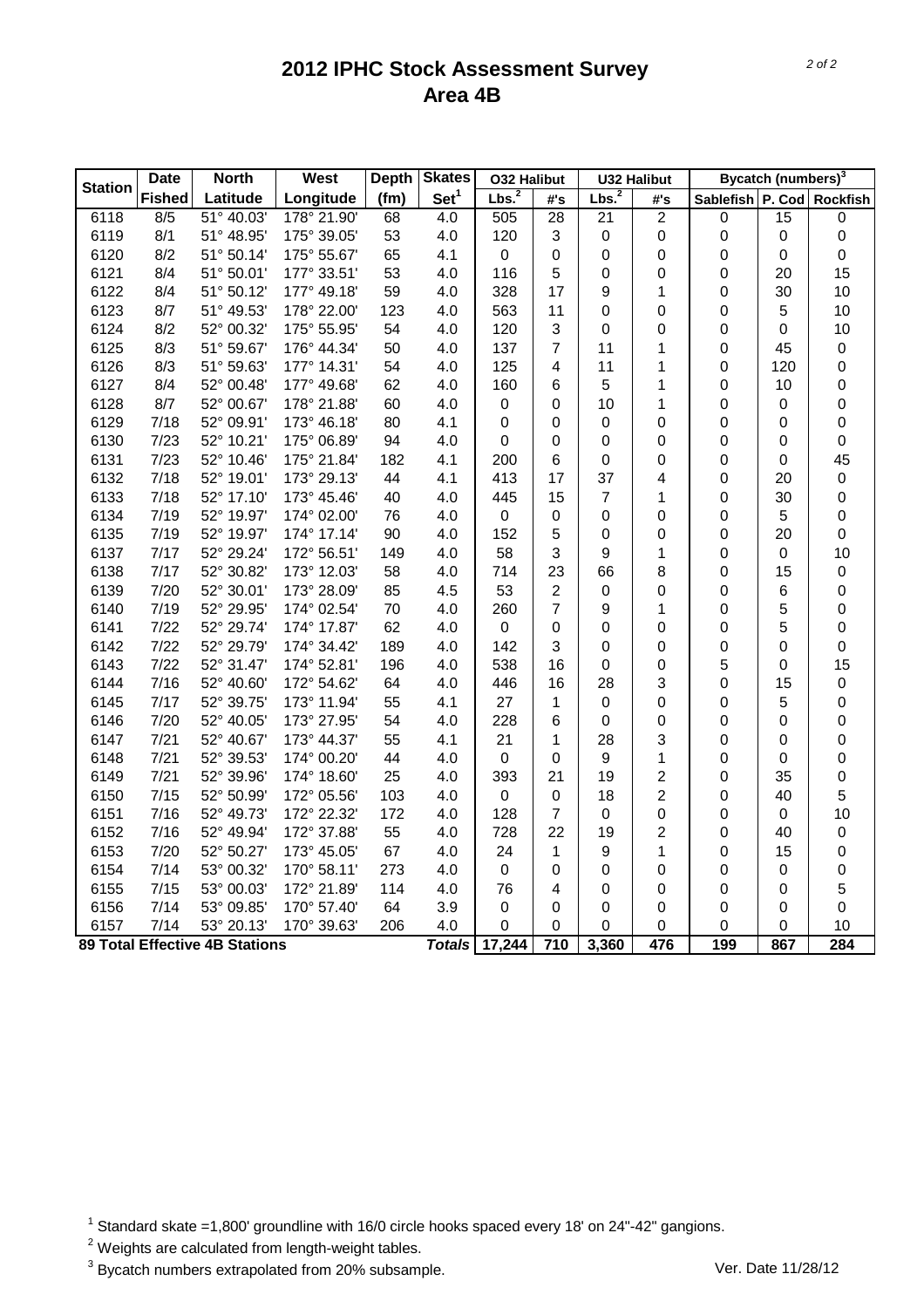# 2012 IPHC Stock Assessment Survey
# Area 4B

| Station | Date | North | West | Depth | Skates | O32 Halibut | | U32 Halibut | | Bycatch (numbers)[3] | | |
|---|---|---|---|---|---|---|---|---|---|---|---|---|
| | Fished | Latitude | Longitude | (fm) | Set[1] | Lbs.[2] | #'s | Lbs.[2] | #'s | Sablefish | P. Cod | Rockfish |
| 6118 | 8/5 | 51° 40.03' | 178° 21.90' | 68 | 4.0 | 505 | 28 | 21 | 2 | 0 | 15 | 0 |
| 6119 | 8/1 | 51° 48.95' | 175° 39.05' | 53 | 4.0 | 120 | 3 | 0 | 0 | 0 | 0 | 0 |
| 6120 | 8/2 | 51° 50.14' | 175° 55.67' | 65 | 4.1 | 0 | 0 | 0 | 0 | 0 | 0 | 0 |
| 6121 | 8/4 | 51° 50.01' | 177° 33.51' | 53 | 4.0 | 116 | 5 | 0 | 0 | 0 | 20 | 15 |
| 6122 | 8/4 | 51° 50.12' | 177° 49.18' | 59 | 4.0 | 328 | 17 | 9 | 1 | 0 | 30 | 10 |
| 6123 | 8/7 | 51° 49.53' | 178° 22.00' | 123 | 4.0 | 563 | 11 | 0 | 0 | 0 | 5 | 10 |
| 6124 | 8/2 | 52° 00.32' | 175° 55.95' | 54 | 4.0 | 120 | 3 | 0 | 0 | 0 | 0 | 10 |
| 6125 | 8/3 | 51° 59.67' | 176° 44.34' | 50 | 4.0 | 137 | 7 | 11 | 1 | 0 | 45 | 0 |
| 6126 | 8/3 | 51° 59.63' | 177° 14.31' | 54 | 4.0 | 125 | 4 | 11 | 1 | 0 | 120 | 0 |
| 6127 | 8/4 | 52° 00.48' | 177° 49.68' | 62 | 4.0 | 160 | 6 | 5 | 1 | 0 | 10 | 0 |
| 6128 | 8/7 | 52° 00.67' | 178° 21.88' | 60 | 4.0 | 0 | 0 | 10 | 1 | 0 | 0 | 0 |
| 6129 | 7/18 | 52° 09.91' | 173° 46.18' | 80 | 4.1 | 0 | 0 | 0 | 0 | 0 | 0 | 0 |
| 6130 | 7/23 | 52° 10.21' | 175° 06.89' | 94 | 4.0 | 0 | 0 | 0 | 0 | 0 | 0 | 0 |
| 6131 | 7/23 | 52° 10.46' | 175° 21.84' | 182 | 4.1 | 200 | 6 | 0 | 0 | 0 | 0 | 45 |
| 6132 | 7/18 | 52° 19.01' | 173° 29.13' | 44 | 4.1 | 413 | 17 | 37 | 4 | 0 | 20 | 0 |
| 6133 | 7/18 | 52° 17.10' | 173° 45.46' | 40 | 4.0 | 445 | 15 | 7 | 1 | 0 | 30 | 0 |
| 6134 | 7/19 | 52° 19.97' | 174° 02.00' | 76 | 4.0 | 0 | 0 | 0 | 0 | 0 | 5 | 0 |
| 6135 | 7/19 | 52° 19.97' | 174° 17.14' | 90 | 4.0 | 152 | 5 | 0 | 0 | 0 | 20 | 0 |
| 6137 | 7/17 | 52° 29.24' | 172° 56.51' | 149 | 4.0 | 58 | 3 | 9 | 1 | 0 | 0 | 10 |
| 6138 | 7/17 | 52° 30.82' | 173° 12.03' | 58 | 4.0 | 714 | 23 | 66 | 8 | 0 | 15 | 0 |
| 6139 | 7/20 | 52° 30.01' | 173° 28.09' | 85 | 4.5 | 53 | 2 | 0 | 0 | 0 | 6 | 0 |
| 6140 | 7/19 | 52° 29.95' | 174° 02.54' | 70 | 4.0 | 260 | 7 | 9 | 1 | 0 | 5 | 0 |
| 6141 | 7/22 | 52° 29.74' | 174° 17.87' | 62 | 4.0 | 0 | 0 | 0 | 0 | 0 | 5 | 0 |
| 6142 | 7/22 | 52° 29.79' | 174° 34.42' | 189 | 4.0 | 142 | 3 | 0 | 0 | 0 | 0 | 0 |
| 6143 | 7/22 | 52° 31.47' | 174° 52.81' | 196 | 4.0 | 538 | 16 | 0 | 0 | 5 | 0 | 15 |
| 6144 | 7/16 | 52° 40.60' | 172° 54.62' | 64 | 4.0 | 446 | 16 | 28 | 3 | 0 | 15 | 0 |
| 6145 | 7/17 | 52° 39.75' | 173° 11.94' | 55 | 4.1 | 27 | 1 | 0 | 0 | 0 | 5 | 0 |
| 6146 | 7/20 | 52° 40.05' | 173° 27.95' | 54 | 4.0 | 228 | 6 | 0 | 0 | 0 | 0 | 0 |
| 6147 | 7/21 | 52° 40.67' | 173° 44.37' | 55 | 4.1 | 21 | 1 | 28 | 3 | 0 | 0 | 0 |
| 6148 | 7/21 | 52° 39.53' | 174° 00.20' | 44 | 4.0 | 0 | 0 | 9 | 1 | 0 | 0 | 0 |
| 6149 | 7/21 | 52° 39.96' | 174° 18.60' | 25 | 4.0 | 393 | 21 | 19 | 2 | 0 | 35 | 0 |
| 6150 | 7/15 | 52° 50.99' | 172° 05.56' | 103 | 4.0 | 0 | 0 | 18 | 2 | 0 | 40 | 5 |
| 6151 | 7/16 | 52° 49.73' | 172° 22.32' | 172 | 4.0 | 128 | 7 | 0 | 0 | 0 | 0 | 10 |
| 6152 | 7/16 | 52° 49.94' | 172° 37.88' | 55 | 4.0 | 728 | 22 | 19 | 2 | 0 | 40 | 0 |
| 6153 | 7/20 | 52° 50.27' | 173° 45.05' | 67 | 4.0 | 24 | 1 | 9 | 1 | 0 | 15 | 0 |
| 6154 | 7/14 | 53° 00.32' | 170° 58.11' | 273 | 4.0 | 0 | 0 | 0 | 0 | 0 | 0 | 0 |
| 6155 | 7/15 | 53° 00.03' | 172° 21.89' | 114 | 4.0 | 76 | 4 | 0 | 0 | 0 | 0 | 5 |
| 6156 | 7/14 | 53° 09.85' | 170° 57.40' | 64 | 3.9 | 0 | 0 | 0 | 0 | 0 | 0 | 0 |
| 6157 | 7/14 | 53° 20.13' | 170° 39.63' | 206 | 4.0 | 0 | 0 | 0 | 0 | 0 | 0 | 10 |
| **89 Total Effective 4B Stations** | | | | | ***Totals*** | **17,244** | **710** | **3,360** | **476** | **199** | **867** | **284** |

[1] Standard skate =1,800' groundline with 16/0 circle hooks spaced every 18' on 24"-42" gangions.

[2] Weights are calculated from length-weight tables.

[3] Bycatch numbers extrapolated from 20% subsample.

Ver. Date 11/28/12